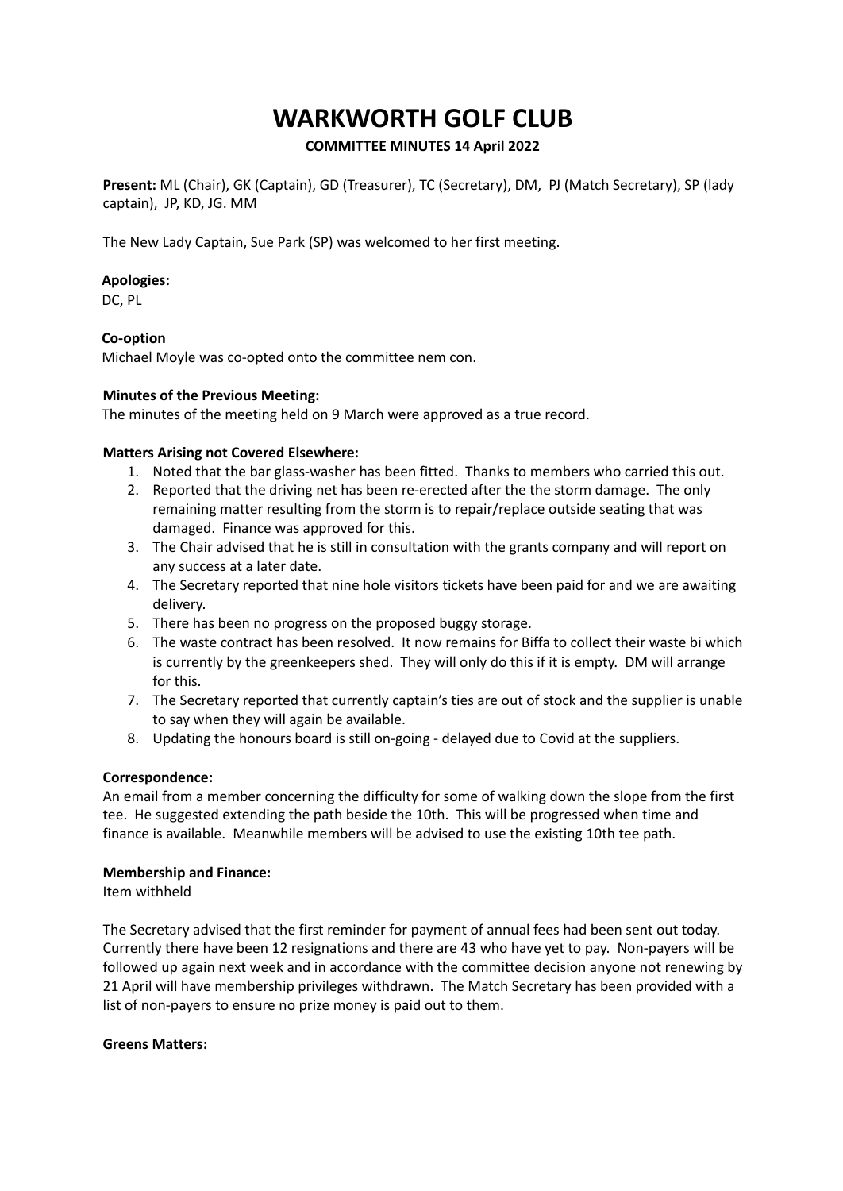# WARKWORTH GOLF CLUB

**COMMITTEE MINUTES 14 April 2022**

**Present:** ML (Chair), GK (Captain), GD (Treasurer), TC (Secretary), DM, PJ (Match Secretary), SP (lady captain), JP, KD, JG. MM

The New Lady Captain, Sue Park (SP) was welcomed to her first meeting.

**Apologies:**

DC, PL

**Co-option**

Michael Moyle was co-opted onto the committee nem con.

**Minutes of the Previous Meeting:**

The minutes of the meeting held on 9 March were approved as a true record.

**Matters Arising not Covered Elsewhere:**

1. Noted that the bar glass-washer has been fitted. Thanks to members who carried this out.
2. Reported that the driving net has been re-erected after the the storm damage. The only remaining matter resulting from the storm is to repair/replace outside seating that was damaged. Finance was approved for this.
3. The Chair advised that he is still in consultation with the grants company and will report on any success at a later date.
4. The Secretary reported that nine hole visitors tickets have been paid for and we are awaiting delivery.
5. There has been no progress on the proposed buggy storage.
6. The waste contract has been resolved. It now remains for Biffa to collect their waste bi which is currently by the greenkeepers shed. They will only do this if it is empty. DM will arrange for this.
7. The Secretary reported that currently captain's ties are out of stock and the supplier is unable to say when they will again be available.
8. Updating the honours board is still on-going - delayed due to Covid at the suppliers.

**Correspondence:**

An email from a member concerning the difficulty for some of walking down the slope from the first tee. He suggested extending the path beside the 10th. This will be progressed when time and finance is available. Meanwhile members will be advised to use the existing 10th tee path.

**Membership and Finance:**

Item withheld

The Secretary advised that the first reminder for payment of annual fees had been sent out today. Currently there have been 12 resignations and there are 43 who have yet to pay. Non-payers will be followed up again next week and in accordance with the committee decision anyone not renewing by 21 April will have membership privileges withdrawn. The Match Secretary has been provided with a list of non-payers to ensure no prize money is paid out to them.

**Greens Matters:**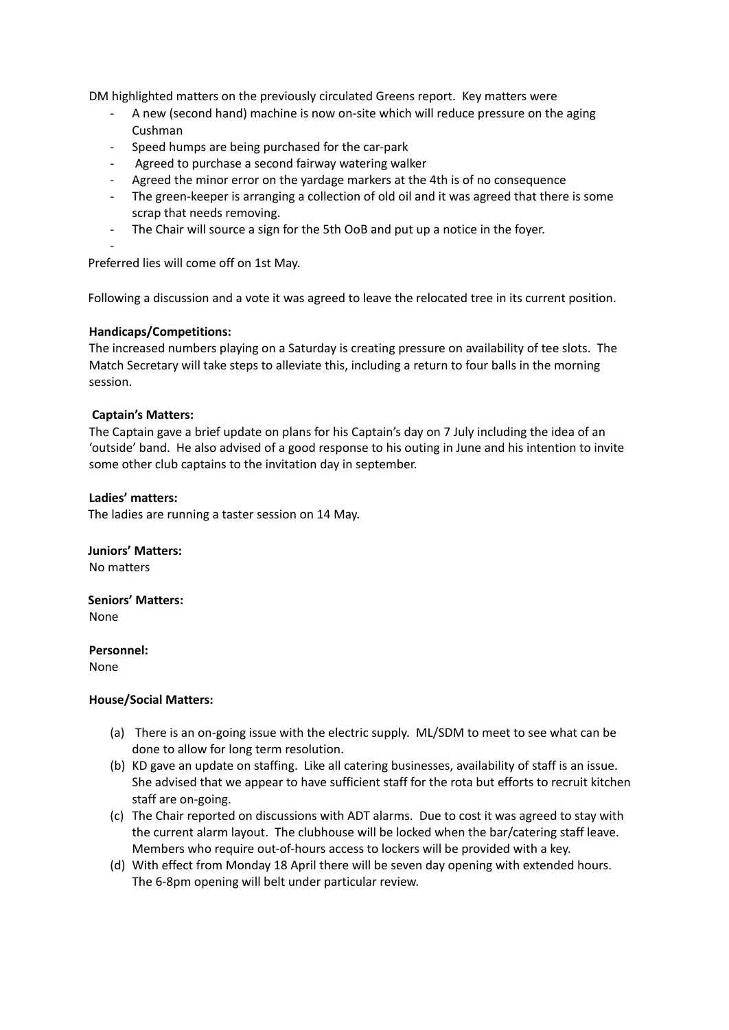DM highlighted matters on the previously circulated Greens report. Key matters were

- A new (second hand) machine is now on-site which will reduce pressure on the aging Cushman
- Speed humps are being purchased for the car-park
- Agreed to purchase a second fairway watering walker
- Agreed the minor error on the yardage markers at the 4th is of no consequence
- The green-keeper is arranging a collection of old oil and it was agreed that there is some scrap that needs removing.
- The Chair will source a sign for the 5th OoB and put up a notice in the foyer.
-

Preferred lies will come off on 1st May.

Following a discussion and a vote it was agreed to leave the relocated tree in its current position.

**Handicaps/Competitions:**

The increased numbers playing on a Saturday is creating pressure on availability of tee slots. The Match Secretary will take steps to alleviate this, including a return to four balls in the morning session.

**Captain's Matters:**

The Captain gave a brief update on plans for his Captain's day on 7 July including the idea of an 'outside' band. He also advised of a good response to his outing in June and his intention to invite some other club captains to the invitation day in september.

**Ladies' matters:**

The ladies are running a taster session on 14 May.

**Juniors' Matters:**

No matters

**Seniors' Matters:**

None

**Personnel:**

None

**House/Social Matters:**

(a) There is an on-going issue with the electric supply. ML/SDM to meet to see what can be done to allow for long term resolution.

(b) KD gave an update on staffing. Like all catering businesses, availability of staff is an issue. She advised that we appear to have sufficient staff for the rota but efforts to recruit kitchen staff are on-going.

(c) The Chair reported on discussions with ADT alarms. Due to cost it was agreed to stay with the current alarm layout. The clubhouse will be locked when the bar/catering staff leave. Members who require out-of-hours access to lockers will be provided with a key.

(d) With effect from Monday 18 April there will be seven day opening with extended hours. The 6-8pm opening will belt under particular review.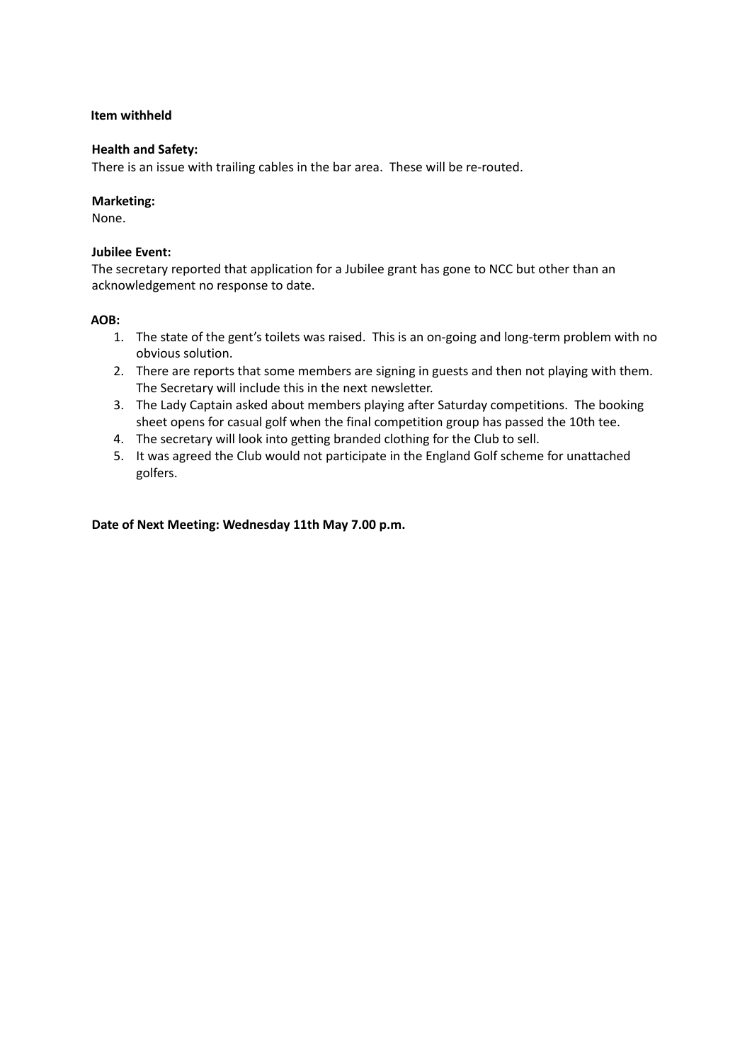**Item withheld**

**Health and Safety:**
There is an issue with trailing cables in the bar area. These will be re-routed.

**Marketing:**
None.

**Jubilee Event:**
The secretary reported that application for a Jubilee grant has gone to NCC but other than an acknowledgement no response to date.

**AOB:**

1. The state of the gent's toilets was raised. This is an on-going and long-term problem with no obvious solution.
2. There are reports that some members are signing in guests and then not playing with them. The Secretary will include this in the next newsletter.
3. The Lady Captain asked about members playing after Saturday competitions. The booking sheet opens for casual golf when the final competition group has passed the 10th tee.
4. The secretary will look into getting branded clothing for the Club to sell.
5. It was agreed the Club would not participate in the England Golf scheme for unattached golfers.

**Date of Next Meeting: Wednesday 11th May 7.00 p.m.**